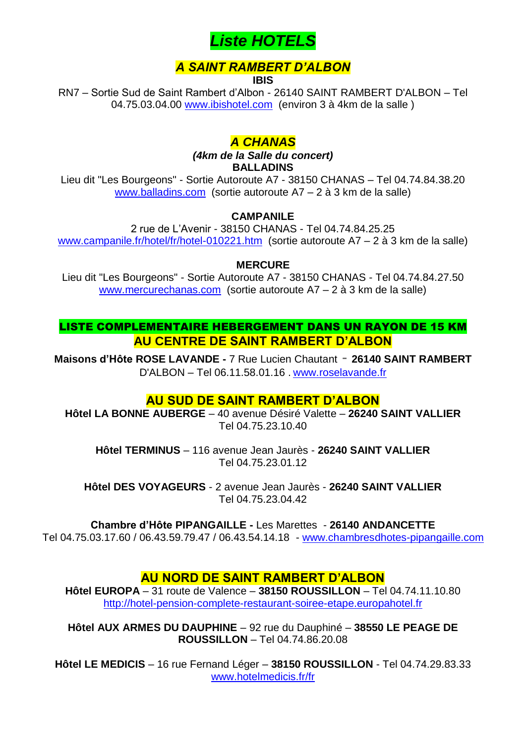# *Liste HOTELS*

## *A SAINT RAMBERT D'ALBON*

**IBIS**

RN7 – Sortie Sud de Saint Rambert d'Albon - 26140 SAINT RAMBERT D'ALBON – Tel 04.75.03.04.00 www.ibishotel.com (environ 3 à 4km de la salle )

## *A CHANAS*

***(4km de la Salle du concert)***

**BALLADINS**

Lieu dit "Les Bourgeons" - Sortie Autoroute A7 - 38150 CHANAS – Tel 04.74.84.38.20 www.balladins.com (sortie autoroute A7 – 2 à 3 km de la salle)

**CAMPANILE**

2 rue de L'Avenir - 38150 CHANAS - Tel 04.74.84.25.25
www.campanile.fr/hotel/fr/hotel-010221.htm (sortie autoroute A7 – 2 à 3 km de la salle)

**MERCURE**

Lieu dit "Les Bourgeons" - Sortie Autoroute A7 - 38150 CHANAS - Tel 04.74.84.27.50 www.mercurechanas.com (sortie autoroute A7 – 2 à 3 km de la salle)

## LISTE COMPLEMENTAIRE HEBERGEMENT DANS UN RAYON DE 15 KM

## AU CENTRE DE SAINT RAMBERT D'ALBON

**Maisons d'Hôte ROSE LAVANDE -** 7 Rue Lucien Chautant - **26140 SAINT RAMBERT** D'ALBON – Tel 06.11.58.01.16 . www.roselavande.fr

## AU SUD DE SAINT RAMBERT D'ALBON

**Hôtel LA BONNE AUBERGE** – 40 avenue Désiré Valette – **26240 SAINT VALLIER**
Tel 04.75.23.10.40

**Hôtel TERMINUS** – 116 avenue Jean Jaurès - **26240 SAINT VALLIER**
Tel 04.75.23.01.12

**Hôtel DES VOYAGEURS** - 2 avenue Jean Jaurès - **26240 SAINT VALLIER**
Tel 04.75.23.04.42

**Chambre d'Hôte PIPANGAILLE -** Les Marettes - **26140 ANDANCETTE**
Tel 04.75.03.17.60 / 06.43.59.79.47 / 06.43.54.14.18 - www.chambresdhotes-pipangaille.com

## AU NORD DE SAINT RAMBERT D'ALBON

**Hôtel EUROPA** – 31 route de Valence – **38150 ROUSSILLON** – Tel 04.74.11.10.80
http://hotel-pension-complete-restaurant-soiree-etape.europahotel.fr

**Hôtel AUX ARMES DU DAUPHINE** – 92 rue du Dauphiné – **38550 LE PEAGE DE ROUSSILLON** – Tel 04.74.86.20.08

**Hôtel LE MEDICIS** – 16 rue Fernand Léger – **38150 ROUSSILLON** - Tel 04.74.29.83.33
www.hotelmedicis.fr/fr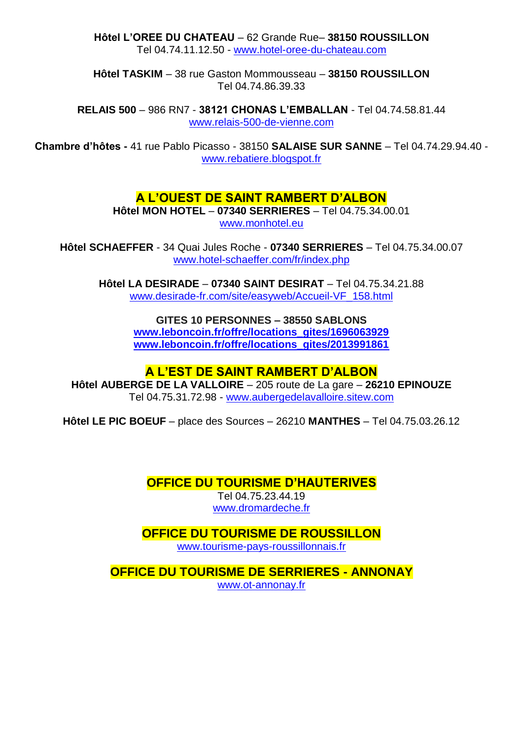**Hôtel L'OREE DU CHATEAU** – 62 Grande Rue– **38150 ROUSSILLON**
Tel 04.74.11.12.50 - www.hotel-oree-du-chateau.com

**Hôtel TASKIM** – 38 rue Gaston Mommousseau – **38150 ROUSSILLON**
Tel 04.74.86.39.33

**RELAIS 500** – 986 RN7 - **38121 CHONAS L'EMBALLAN** - Tel 04.74.58.81.44
www.relais-500-de-vienne.com

**Chambre d'hôtes -** 41 rue Pablo Picasso - 38150 **SALAISE SUR SANNE** – Tel 04.74.29.94.40 -
www.rebatiere.blogspot.fr

## A L'OUEST DE SAINT RAMBERT D'ALBON

**Hôtel MON HOTEL** – **07340 SERRIERES** – Tel 04.75.34.00.01
www.monhotel.eu

**Hôtel SCHAEFFER** - 34 Quai Jules Roche - **07340 SERRIERES** – Tel 04.75.34.00.07
www.hotel-schaeffer.com/fr/index.php

**Hôtel LA DESIRADE** – **07340 SAINT DESIRAT** – Tel 04.75.34.21.88
www.desirade-fr.com/site/easyweb/Accueil-VF_158.html

**GITES 10 PERSONNES – 38550 SABLONS**
**www.leboncoin.fr/offre/locations_gites/1696063929**
**www.leboncoin.fr/offre/locations_gites/2013991861**

## A L'EST DE SAINT RAMBERT D'ALBON

**Hôtel AUBERGE DE LA VALLOIRE** – 205 route de La gare – **26210 EPINOUZE**
Tel 04.75.31.72.98 - www.aubergedelavalloire.sitew.com

**Hôtel LE PIC BOEUF** – place des Sources – 26210 **MANTHES** – Tel 04.75.03.26.12

## OFFICE DU TOURISME D'HAUTERIVES

Tel 04.75.23.44.19
www.dromardeche.fr

## OFFICE DU TOURISME DE ROUSSILLON

www.tourisme-pays-roussillonnais.fr

## OFFICE DU TOURISME DE SERRIERES - ANNONAY

www.ot-annonay.fr